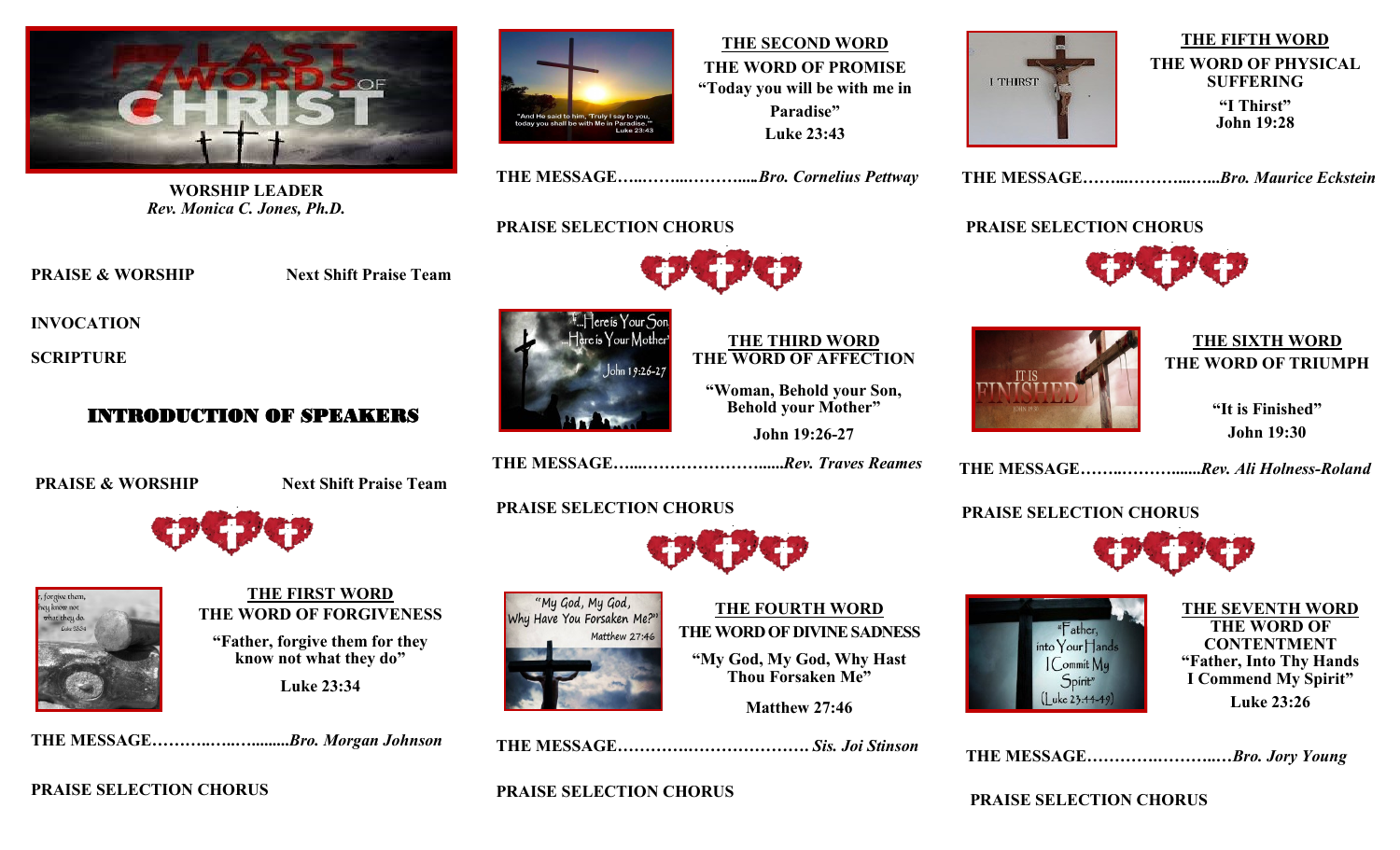**WORSHIP LEADER**
***Rev. Monica C. Jones, Ph.D.***

**PRAISE & WORSHIP** — **Next Shift Praise Team**

**INVOCATION**

**SCRIPTURE**

## INTRODUCTION OF SPEAKERS

**PRAISE & WORSHIP** — **Next Shift Praise Team**

### THE FIRST WORD
**THE WORD OF FORGIVENESS**

**"Father, forgive them for they know not what they do"**

**Luke 23:34**

**THE MESSAGE……….….…........*Bro. Morgan Johnson***

**PRAISE SELECTION CHORUS**

### THE SECOND WORD
**THE WORD OF PROMISE**
**"Today you will be with me in Paradise"**
**Luke 23:43**

**THE MESSAGE…..……...………....*Bro. Cornelius Pettway***

**PRAISE SELECTION CHORUS**

### THE THIRD WORD
**THE WORD OF AFFECTION**

**"Woman, Behold your Son, Behold your Mother"**

**John 19:26-27**

**THE MESSAGE…...……………………......*Rev. Traves Reames***

**PRAISE SELECTION CHORUS**

### THE FOURTH WORD
**THE WORD OF DIVINE SADNESS**

**"My God, My God, Why Hast Thou Forsaken Me"**

**Matthew 27:46**

**THE MESSAGE………….…………………. *Sis. Joi Stinson***

**PRAISE SELECTION CHORUS**

### THE FIFTH WORD
**THE WORD OF PHYSICAL SUFFERING**
**"I Thirst"**
**John 19:28**

**THE MESSAGE……...………...…...*Bro. Maurice Eckstein***

**PRAISE SELECTION CHORUS**

### THE SIXTH WORD
**THE WORD OF TRIUMPH**

**"It is Finished"**
**John 19:30**

**THE MESSAGE……..……….......*Rev. Ali Holness-Roland***

**PRAISE SELECTION CHORUS**

### THE SEVENTH WORD
**THE WORD OF CONTENTMENT**
**"Father, Into Thy Hands I Commend My Spirit"**
**Luke 23:26**

**THE MESSAGE………….………..…*Bro. Jory Young***

**PRAISE SELECTION CHORUS**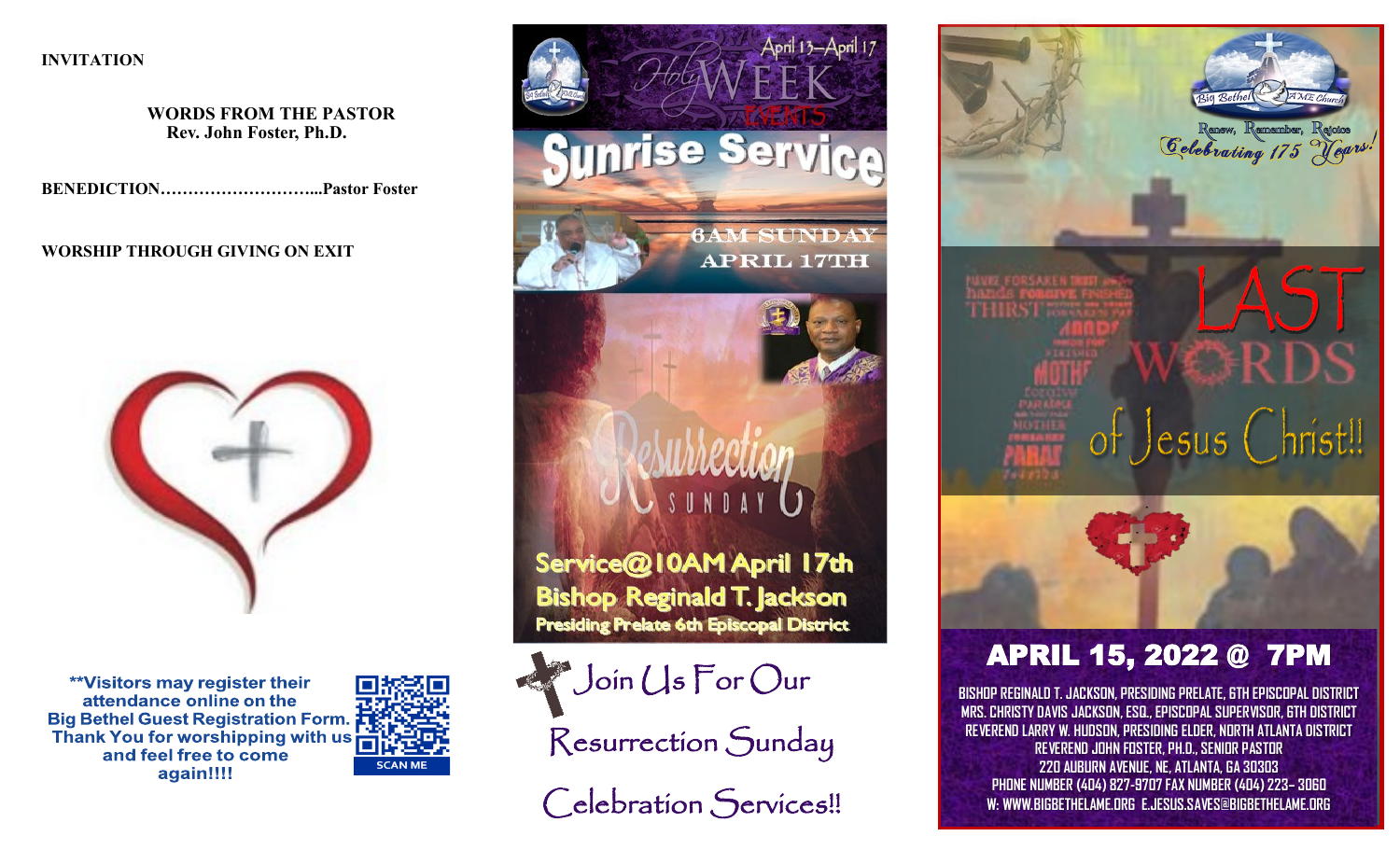INVITATION

**WORDS FROM THE PASTOR**
**Rev. John Foster, Ph.D.**

**BENEDICTION………………………...Pastor Foster**

**WORSHIP THROUGH GIVING ON EXIT**

**\*\*Visitors may register their attendance online on the Big Bethel Guest Registration Form. Thank You for worshipping with us and feel free to come again!!!!**

SCAN ME

April 13–April 17

Holy WEEK EVENTS

# Sunrise Service

6AM SUNDAY APRIL 17TH

Resurrection SUNDAY

Service@10AM April 17th
Bishop Reginald T. Jackson
Presiding Prelate 6th Episcopal District

Join Us For Our Resurrection Sunday Celebration Services!!

Big Bethel AME Church

Renew, Remember, Rejoice
Celebrating 175 Years!

# LAST WORDS of Jesus Christ!!

## APRIL 15, 2022 @ 7PM

BISHOP REGINALD T. JACKSON, PRESIDING PRELATE, 6TH EPISCOPAL DISTRICT
MRS. CHRISTY DAVIS JACKSON, ESQ., EPISCOPAL SUPERVISOR, 6TH DISTRICT
REVEREND LARRY W. HUDSON, PRESIDING ELDER, NORTH ATLANTA DISTRICT
REVEREND JOHN FOSTER, PH.D., SENIOR PASTOR
220 AUBURN AVENUE, NE, ATLANTA, GA 30303
PHONE NUMBER (404) 827-9707 FAX NUMBER (404) 223- 3060
W: WWW.BIGBETHELAME.ORG E.JESUS.SAVES@BIGBETHELAME.ORG